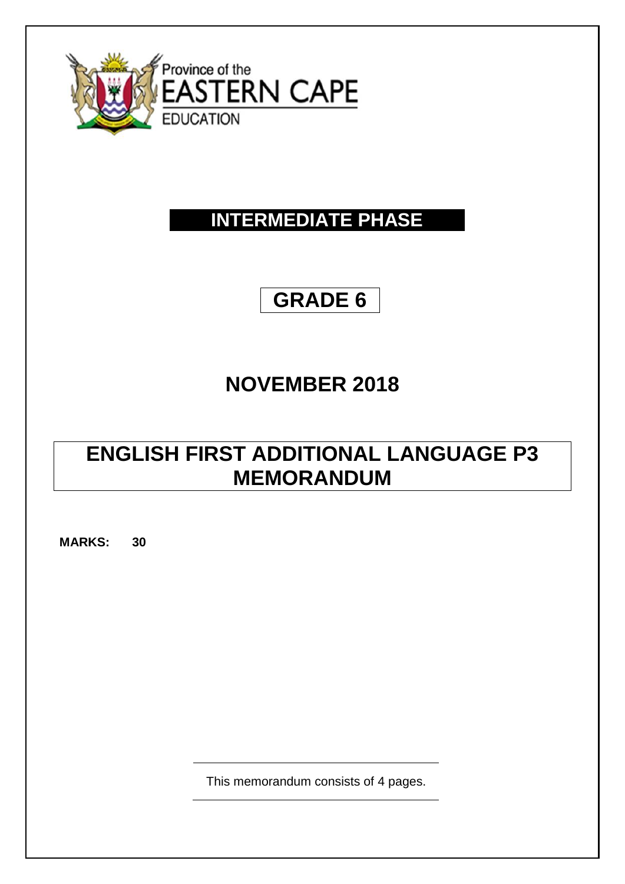Province of the
EASTERN CAPE
EDUCATION

# INTERMEDIATE PHASE

## GRADE 6

## NOVEMBER 2018

# ENGLISH FIRST ADDITIONAL LANGUAGE P3 MEMORANDUM

**MARKS: 30**

This memorandum consists of 4 pages.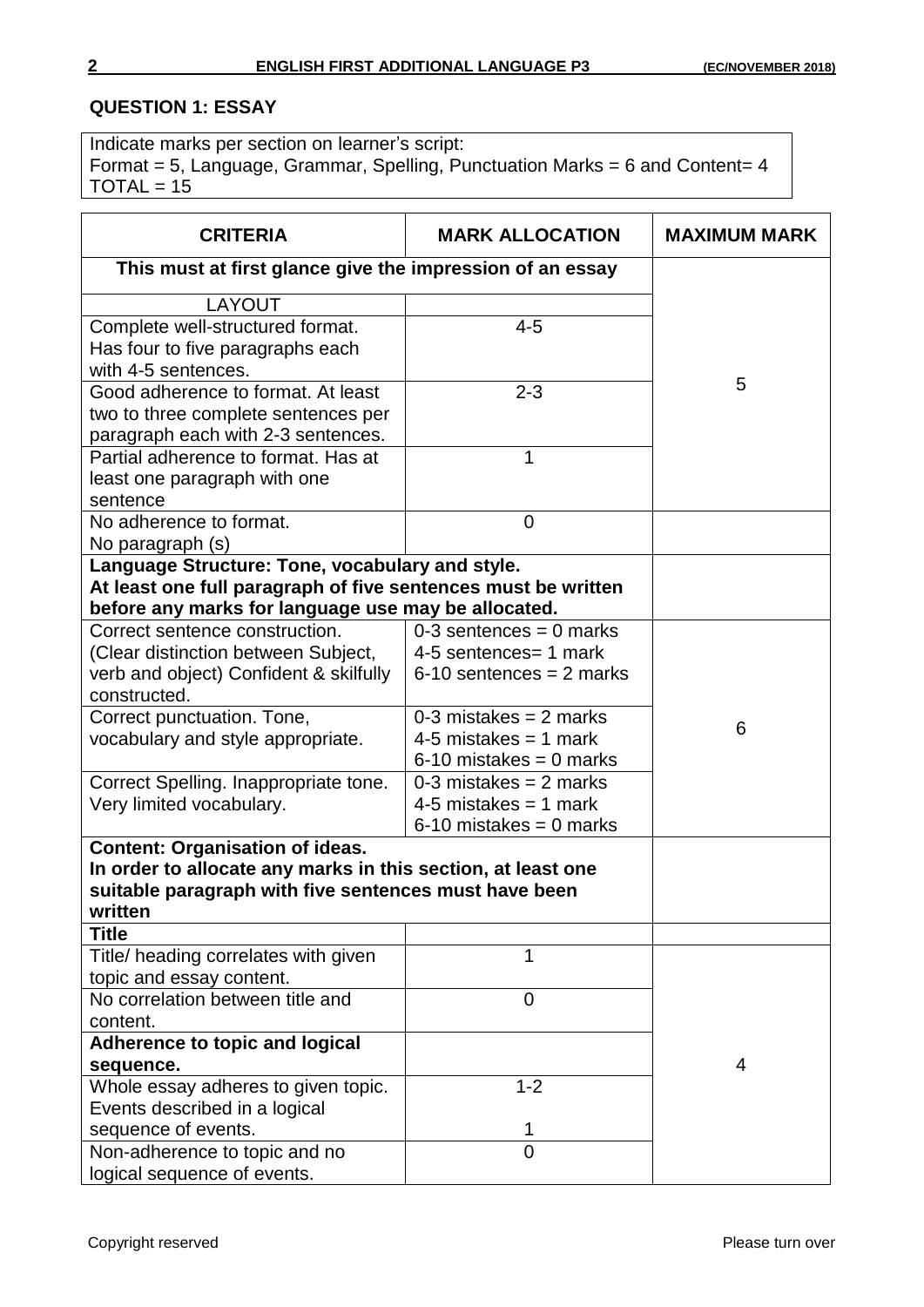## QUESTION 1: ESSAY

Indicate marks per section on learner's script:
Format = 5, Language, Grammar, Spelling, Punctuation Marks = 6 and Content= 4
TOTAL = 15

| CRITERIA | MARK ALLOCATION | MAXIMUM MARK |
|---|---|---|
| **This must at first glance give the impression of an essay** | | |
| LAYOUT | | |
| Complete well-structured format. Has four to five paragraphs each with 4-5 sentences. | 4-5 | 5 |
| Good adherence to format. At least two to three complete sentences per paragraph each with 2-3 sentences. | 2-3 | |
| Partial adherence to format. Has at least one paragraph with one sentence | 1 | |
| No adherence to format. No paragraph (s) | 0 | |
| **Language Structure: Tone, vocabulary and style. At least one full paragraph of five sentences must be written before any marks for language use may be allocated.** | | |
| Correct sentence construction. (Clear distinction between Subject, verb and object) Confident & skilfully constructed. | 0-3 sentences = 0 marks<br>4-5 sentences= 1 mark<br>6-10 sentences = 2 marks | 6 |
| Correct punctuation. Tone, vocabulary and style appropriate. | 0-3 mistakes = 2 marks<br>4-5 mistakes = 1 mark<br>6-10 mistakes = 0 marks | |
| Correct Spelling. Inappropriate tone. Very limited vocabulary. | 0-3 mistakes = 2 marks<br>4-5 mistakes = 1 mark<br>6-10 mistakes = 0 marks | |
| **Content: Organisation of ideas. In order to allocate any marks in this section, at least one suitable paragraph with five sentences must have been written** | | |
| **Title** | | |
| Title/ heading correlates with given topic and essay content. | 1 | 4 |
| No correlation between title and content. | 0 | |
| **Adherence to topic and logical sequence.** | | |
| Whole essay adheres to given topic. Events described in a logical sequence of events. | 1-2<br>1 | |
| Non-adherence to topic and no logical sequence of events. | 0 | |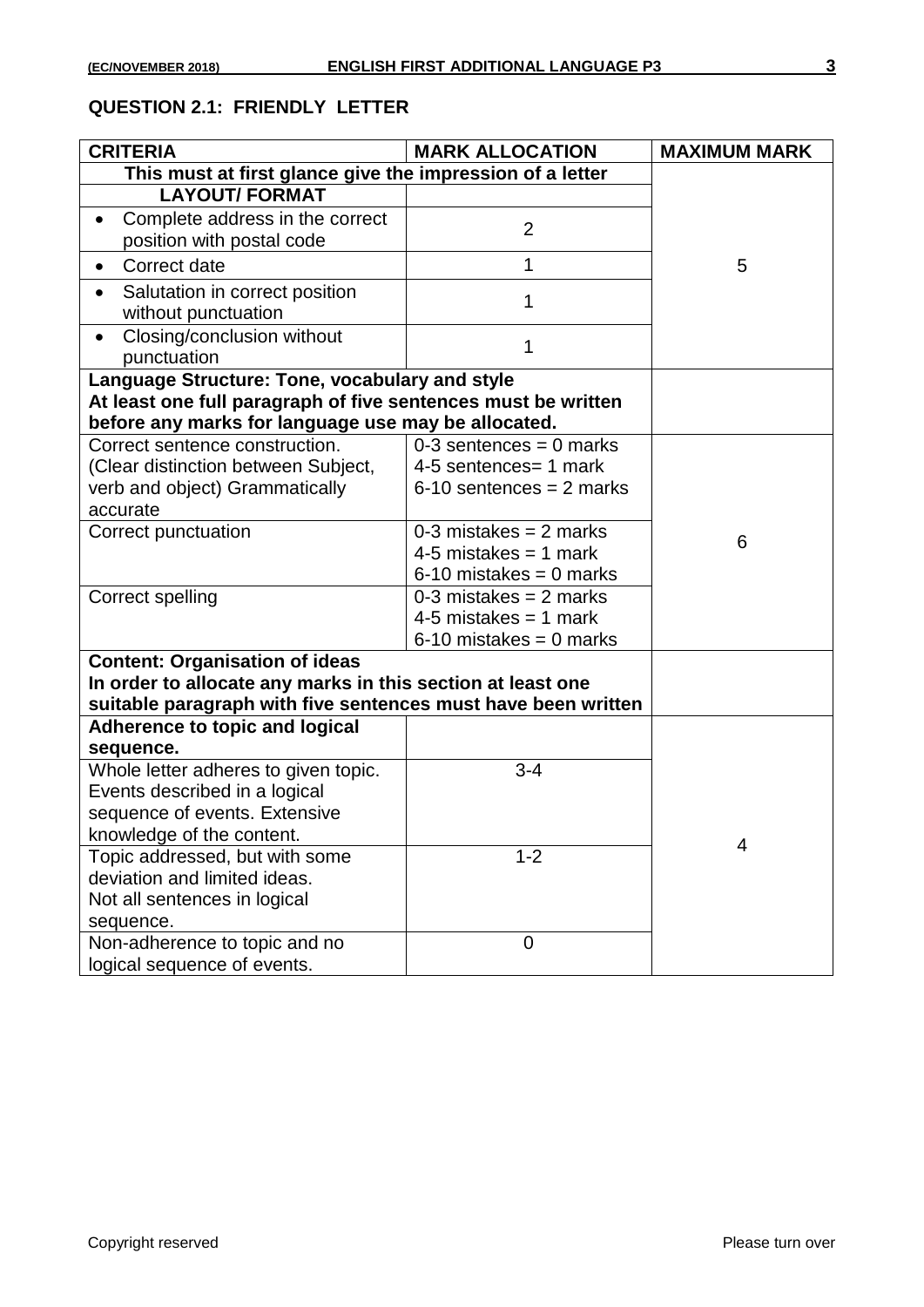## QUESTION 2.1: FRIENDLY LETTER

| CRITERIA | MARK ALLOCATION | MAXIMUM MARK |
|---|---|---|
| **This must at first glance give the impression of a letter** | | 5 |
| **LAYOUT/ FORMAT** | | |
| • Complete address in the correct position with postal code | 2 | |
| • Correct date | 1 | |
| • Salutation in correct position without punctuation | 1 | |
| • Closing/conclusion without punctuation | 1 | |
| **Language Structure: Tone, vocabulary and style**<br>**At least one full paragraph of five sentences must be written before any marks for language use may be allocated.** | | 6 |
| Correct sentence construction. (Clear distinction between Subject, verb and object) Grammatically accurate | 0-3 sentences = 0 marks<br>4-5 sentences= 1 mark<br>6-10 sentences = 2 marks | |
| Correct punctuation | 0-3 mistakes = 2 marks<br>4-5 mistakes = 1 mark<br>6-10 mistakes = 0 marks | |
| Correct spelling | 0-3 mistakes = 2 marks<br>4-5 mistakes = 1 mark<br>6-10 mistakes = 0 marks | |
| **Content: Organisation of ideas**<br>**In order to allocate any marks in this section at least one suitable paragraph with five sentences must have been written** | | 4 |
| **Adherence to topic and logical sequence.** | | |
| Whole letter adheres to given topic. Events described in a logical sequence of events. Extensive knowledge of the content. | 3-4 | |
| Topic addressed, but with some deviation and limited ideas. Not all sentences in logical sequence. | 1-2 | |
| Non-adherence to topic and no logical sequence of events. | 0 | |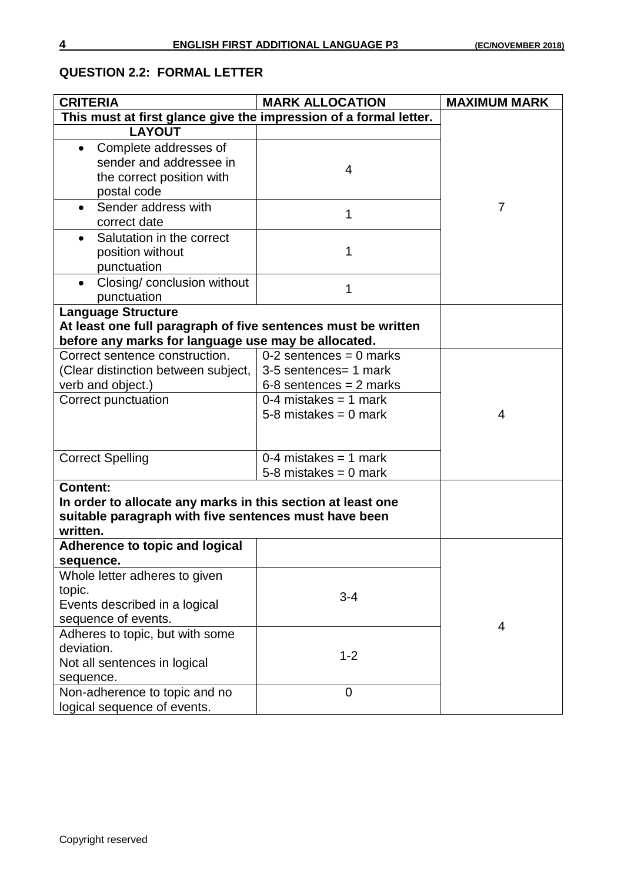## QUESTION 2.2: FORMAL LETTER

| CRITERIA | MARK ALLOCATION | MAXIMUM MARK |
| --- | --- | --- |
| **This must at first glance give the impression of a formal letter.** | | 7 |
| **LAYOUT** | | |
| • Complete addresses of sender and addressee in the correct position with postal code | 4 | |
| • Sender address with correct date | 1 | |
| • Salutation in the correct position without punctuation | 1 | |
| • Closing/ conclusion without punctuation | 1 | |
| **Language Structure At least one full paragraph of five sentences must be written before any marks for language use may be allocated.** | | |
| Correct sentence construction. (Clear distinction between subject, verb and object.) | 0-2 sentences = 0 marks<br>3-5 sentences= 1 mark<br>6-8 sentences = 2 marks | 4 |
| Correct punctuation | 0-4 mistakes = 1 mark<br>5-8 mistakes = 0 mark | |
| Correct Spelling | 0-4 mistakes = 1 mark<br>5-8 mistakes = 0 mark | |
| **Content: In order to allocate any marks in this section at least one suitable paragraph with five sentences must have been written.** | | |
| **Adherence to topic and logical sequence.** | | 4 |
| Whole letter adheres to given topic. Events described in a logical sequence of events. | 3-4 | |
| Adheres to topic, but with some deviation. Not all sentences in logical sequence. | 1-2 | |
| Non-adherence to topic and no logical sequence of events. | 0 | |

Copyright reserved